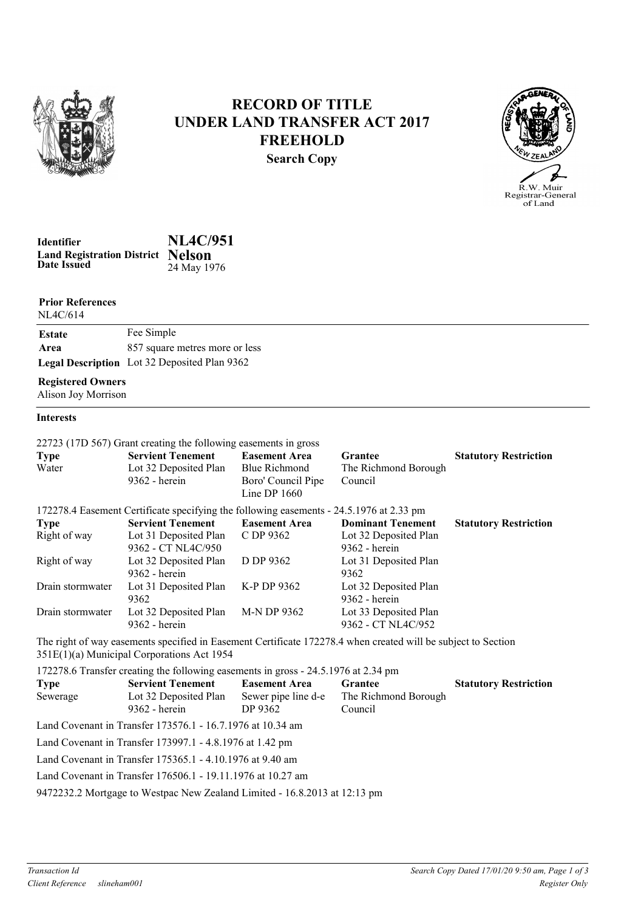# RECORD OF TITLE
# UNDER LAND TRANSFER ACT 2017
# FREEHOLD
**Search Copy**

R.W. Muir
Registrar-General
of Land

| | |
|---|---|
| **Identifier** | **NL4C/951** |
| **Land Registration District** | **Nelson** |
| **Date Issued** | 24 May 1976 |

**Prior References**
NL4C/614

| | |
|---|---|
| **Estate** | Fee Simple |
| **Area** | 857 square metres more or less |
| **Legal Description** | Lot 32 Deposited Plan 9362 |

**Registered Owners**
Alison Joy Morrison

**Interests**

22723 (17D 567) Grant creating the following easements in gross

| Type | Servient Tenement | Easement Area | Grantee | Statutory Restriction |
|---|---|---|---|---|
| Water | Lot 32 Deposited Plan 9362 - herein | Blue Richmond Boro' Council Pipe Line DP 1660 | The Richmond Borough Council | |

172278.4 Easement Certificate specifying the following easements - 24.5.1976 at 2.33 pm

| Type | Servient Tenement | Easement Area | Dominant Tenement | Statutory Restriction |
|---|---|---|---|---|
| Right of way | Lot 31 Deposited Plan 9362 - CT NL4C/950 | C DP 9362 | Lot 32 Deposited Plan 9362 - herein | |
| Right of way | Lot 32 Deposited Plan 9362 - herein | D DP 9362 | Lot 31 Deposited Plan 9362 | |
| Drain stormwater | Lot 31 Deposited Plan 9362 | K-P DP 9362 | Lot 32 Deposited Plan 9362 - herein | |
| Drain stormwater | Lot 32 Deposited Plan 9362 - herein | M-N DP 9362 | Lot 33 Deposited Plan 9362 - CT NL4C/952 | |

The right of way easements specified in Easement Certificate 172278.4 when created will be subject to Section 351E(1)(a) Municipal Corporations Act 1954

172278.6 Transfer creating the following easements in gross - 24.5.1976 at 2.34 pm

| Type | Servient Tenement | Easement Area | Grantee | Statutory Restriction |
|---|---|---|---|---|
| Sewerage | Lot 32 Deposited Plan 9362 - herein | Sewer pipe line d-e DP 9362 | The Richmond Borough Council | |

Land Covenant in Transfer 173576.1 - 16.7.1976 at 10.34 am

Land Covenant in Transfer 173997.1 - 4.8.1976 at 1.42 pm

Land Covenant in Transfer 175365.1 - 4.10.1976 at 9.40 am

Land Covenant in Transfer 176506.1 - 19.11.1976 at 10.27 am

9472232.2 Mortgage to Westpac New Zealand Limited - 16.8.2013 at 12:13 pm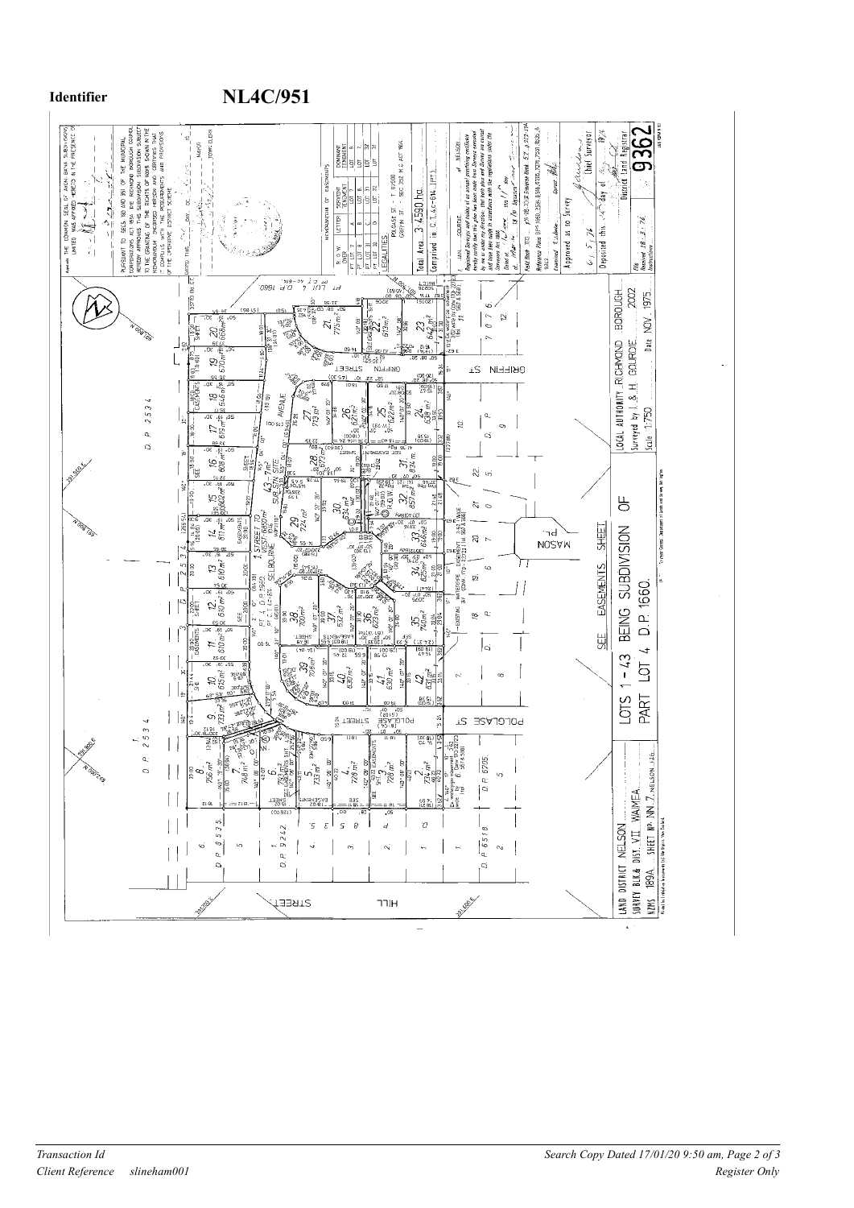**Identifier** **NL4C/951**

LOTS 1 - 43 BEING SUBDIVISION OF PART LOT 4 D.P. 1660.

SEE EASEMENTS SHEET

LOCAL AUTHORITY RICHMOND BOROUGH

Surveyed by I. & H. GOURDIE 2002

Scale 1:750 Date NOV. 1975

LAND DISTRICT NELSON

SURVEY BLK.& DIST. VII WAIMEA

NZMS 189A SHEET NO. NN 7 NELSON 126

Total Area 3.4590 ha

Comprised in C.T. 4C-614 (PT)

MEMORANDUM OF EASEMENTS

| R.O.W. OVER | LETTER | SERVIENT TENEMENT | DOMINANT TENEMENT |
|---|---|---|---|
| PT LOT 2 | A | LOT 2 | LOT 8 |
| PT LOT 8 | B | LOT 8 | LOT 2 |
| PT LOT 31 | C | LOT 31 | LOT 32 |
| PT LOT 32 | D | LOT 32 | LOT 31 |

LEGALITIES: POLGLASE ST - T 81/200; GRIFFIN ST - SEC 352 M.C. ACT 1954

THE COMMON SEAL OF AVON BANK SUBDIVISIONS LIMITED WAS AFFIXED HERETO IN THE PRESENCE OF

PURSUANT TO SECS 190 AND 351 OF THE MUNICIPAL CORPORATIONS ACT 1954 THE RICHMOND BOROUGH COUNCIL HEREBY APPROVES THIS SUBDIVISION SUBJECT TO THE GRANTING OF THE RIGHTS OF WAYS SHOWN IN THE MEMORANDUM ENDORSED HEREON AND CERTIFIES THAT IT COMPLIES WITH THE REQUIREMENTS AND PROVISIONS OF THE OPERATIVE DISTRICT SCHEME

DATED THIS DAY OF 19

MAYOR

TOWN CLERK

I, GOURDIE of NELSON Registered Surveyor and holder of an annual practising certificate hereby certify that this plan has been made from Surveys executed by me or under my direction, that both plan and Survey are correct and have been made in accordance with the regulations under the Surveyors Act 1986.

Field Book 310 ... 578-2 3058 Traverse Book 57 ... 212-134

Reference Plans DP's 1660, 2534, 2535, 6705, 7270, 7501, 9242, 6518, 9362

Examined

Approved as to Survey 6.5.76 Chief Surveyor

Deposited this 14th day of 19 76 District Land Registrar

9362

Streets: GRIFFIN STREET, POLGLASE STREET, SELBOURNE AVENUE, HILL STREET, MASON PL

Lots: 1 - 731m², 2 - 733m², 3 - 728m², 4 - 728m², 5 - 733m², 6 - 733m², 7 - 748m², 8 - 756m², 9 - 733m², 10 - 615m², 11 - 610m², 12 - 610m², 13 - 610m², 14 - 611m², 15 - 602m², 16 - 608m², 17 - 613m², 18 - 546m², 19 - 570m², 20 - 608m², 21 - 776m², 22 - 613m², 23 - 642m², 24 - 621m², 25 - 622m², 26 - 621m², 27 - 713m², 28 - 672m², 29 - 724m², 30 - 634m², 31 - 834m², 32 - 857m², 33 - 636m², 34 - 625m², 35 - 740m², 36 - 623m², 37 - 632m², 38 - 700m², 39 - 708m², 40 - 630m², 41 - 630m², 42 - 630m², 43 - 7m² Substation Site

D.P. 2534, D.P. 2535, D.P. 9242, D.P. 6705, D.P. 6518, D.P. 1660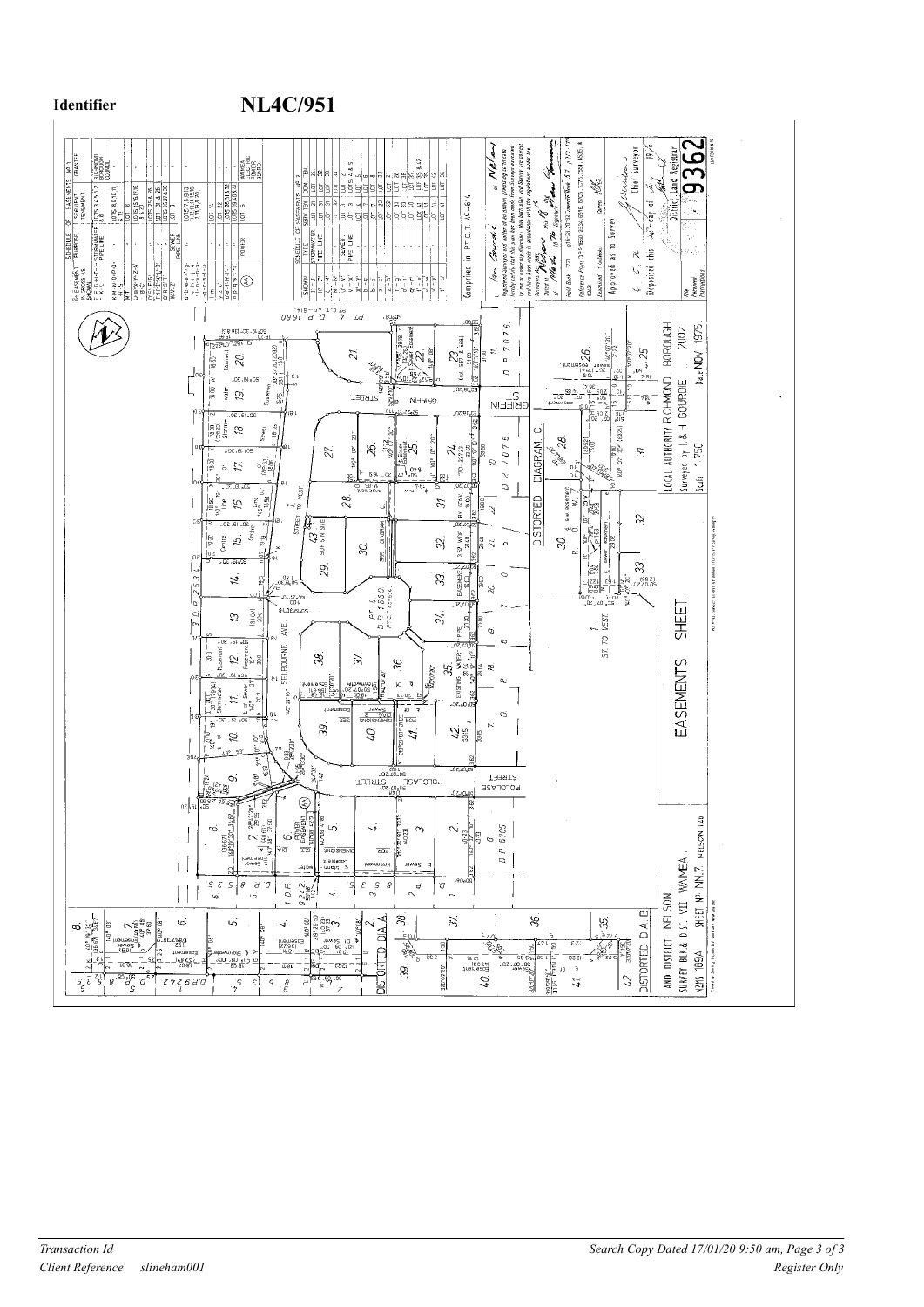**Identifier** **NL4C/951**

EASEMENTS SHEET

LOCAL AUTHORITY RICHMOND BOROUGH 2002.

Surveyed by I. & H. GOURDIE

Scale 1:750

Date NOV. 1975.

LAND DISTRICT NELSON

SURVEY BLK & DIST. VII WAIMEA

N.Z.M.S. 189A SHEET No. NN/7 NELSON 126

DISTORTED DIAGRAM C

DISTORTED DIA. A

DISTORTED DIA. B

SELBOURNE AVE.

POLGLASE STREET

GRIFFIN ST

Compiled in PT C.T. 6C-614

Approved as to Survey

Chief Surveyor

Deposited this day of

District Land Registrar

9362